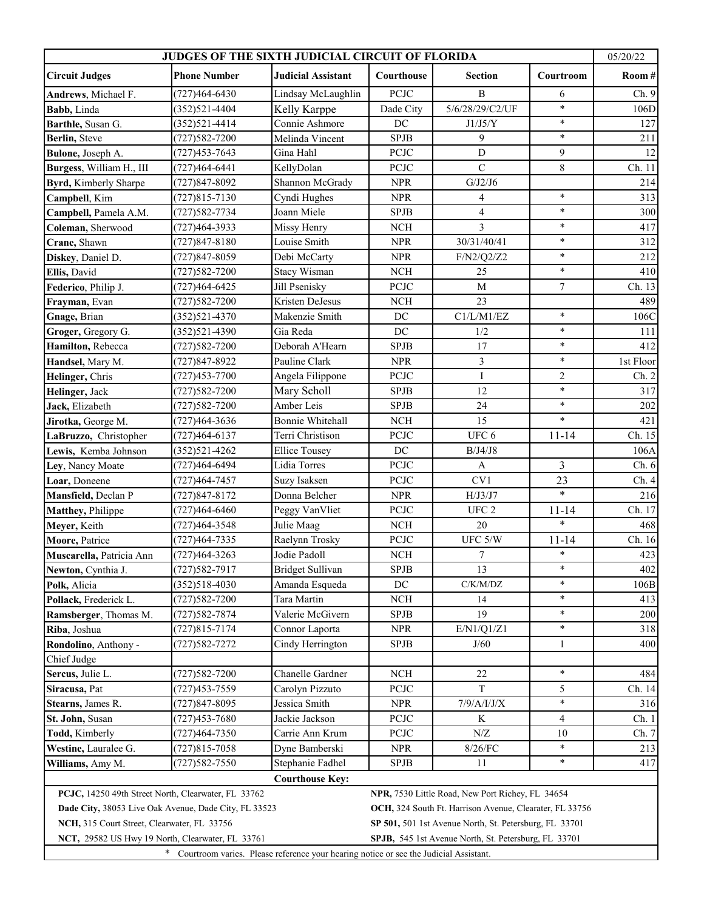| JUDGES OF THE SIXTH JUDICIAL CIRCUIT OF FLORIDA | | | | | | 05/20/22 |
|---|---|---|---|---|---|---|
| **Circuit Judges** | **Phone Number** | **Judicial Assistant** | **Courthouse** | **Section** | **Courtroom** | **Room #** |
| **Andrews**, Michael F. | (727)464-6430 | Lindsay McLaughlin | PCJC | B | 6 | Ch. 9 |
| **Babb,** Linda | (352)521-4404 | Kelly Karppe | Dade City | 5/6/28/29/C2/UF | * | 106D |
| **Barthle,** Susan G. | (352)521-4414 | Connie Ashmore | DC | J1/J5/Y | * | 127 |
| **Berlin,** Steve | (727)582-7200 | Melinda Vincent | SPJB | 9 | * | 211 |
| **Bulone,** Joseph A. | (727)453-7643 | Gina Hahl | PCJC | D | 9 | 12 |
| **Burgess**, William H., III | (727)464-6441 | KellyDolan | PCJC | C | 8 | Ch. 11 |
| **Byrd,** Kimberly Sharpe | (727)847-8092 | Shannon McGrady | NPR | G/J2/J6 | | 214 |
| **Campbell**, Kim | (727)815-7130 | Cyndi Hughes | NPR | 4 | * | 313 |
| **Campbell,** Pamela A.M. | (727)582-7734 | Joann Miele | SPJB | 4 | * | 300 |
| **Coleman,** Sherwood | (727)464-3933 | Missy Henry | NCH | 3 | * | 417 |
| **Crane,** Shawn | (727)847-8180 | Louise Smith | NPR | 30/31/40/41 | * | 312 |
| **Diskey**, Daniel D. | (727)847-8059 | Debi McCarty | NPR | F/N2/Q2/Z2 | * | 212 |
| **Ellis,** David | (727)582-7200 | Stacy Wisman | NCH | 25 | * | 410 |
| **Federico**, Philip J. | (727)464-6425 | Jill Psenisky | PCJC | M | 7 | Ch. 13 |
| **Frayman,** Evan | (727)582-7200 | Kristen DeJesus | NCH | 23 | | 489 |
| **Gnage,** Brian | (352)521-4370 | Makenzie Smith | DC | C1/L/M1/EZ | * | 106C |
| **Groger,** Gregory G. | (352)521-4390 | Gia Reda | DC | 1/2 | * | 111 |
| **Hamilton,** Rebecca | (727)582-7200 | Deborah A'Hearn | SPJB | 17 | * | 412 |
| **Handsel,** Mary M. | (727)847-8922 | Pauline Clark | NPR | 3 | * | 1st Floor |
| **Helinger,** Chris | (727)453-7700 | Angela Filippone | PCJC | I | 2 | Ch. 2 |
| **Helinger,** Jack | (727)582-7200 | Mary Scholl | SPJB | 12 | * | 317 |
| **Jack,** Elizabeth | (727)582-7200 | Amber Leis | SPJB | 24 | * | 202 |
| **Jirotka,** George M. | (727)464-3636 | Bonnie Whitehall | NCH | 15 | * | 421 |
| **LaBruzzo,** Christopher | (727)464-6137 | Terri Christison | PCJC | UFC 6 | 11-14 | Ch. 15 |
| **Lewis,** Kemba Johnson | (352)521-4262 | Ellice Tousey | DC | B/J4/J8 | | 106A |
| **Ley**, Nancy Moate | (727)464-6494 | Lidia Torres | PCJC | A | 3 | Ch. 6 |
| **Loar,** Doneene | (727)464-7457 | Suzy Isaksen | PCJC | CV1 | 23 | Ch. 4 |
| **Mansfield,** Declan P | (727)847-8172 | Donna Belcher | NPR | H/J3/J7 | * | 216 |
| **Matthey,** Philippe | (727)464-6460 | Peggy VanVliet | PCJC | UFC 2 | 11-14 | Ch. 17 |
| **Meyer,** Keith | (727)464-3548 | Julie Maag | NCH | 20 | * | 468 |
| **Moore,** Patrice | (727)464-7335 | Raelynn Trosky | PCJC | UFC 5/W | 11-14 | Ch. 16 |
| **Muscarella,** Patricia Ann | (727)464-3263 | Jodie Padoll | NCH | 7 | * | 423 |
| **Newton,** Cynthia J. | (727)582-7917 | Bridget Sullivan | SPJB | 13 | * | 402 |
| **Polk,** Alicia | (352)518-4030 | Amanda Esqueda | DC | C/K/M/DZ | * | 106B |
| **Pollack,** Frederick L. | (727)582-7200 | Tara Martin | NCH | 14 | * | 413 |
| **Ramsberger**, Thomas M. | (727)582-7874 | Valerie McGivern | SPJB | 19 | * | 200 |
| **Riba**, Joshua | (727)815-7174 | Connor Laporta | NPR | E/N1/Q1/Z1 | * | 318 |
| **Rondolino**, Anthony - Chief Judge | (727)582-7272 | Cindy Herrington | SPJB | J/60 | 1 | 400 |
| **Sercus,** Julie L. | (727)582-7200 | Chanelle Gardner | NCH | 22 | * | 484 |
| **Siracusa,** Pat | (727)453-7559 | Carolyn Pizzuto | PCJC | T | 5 | Ch. 14 |
| **Stearns,** James R. | (727)847-8095 | Jessica Smith | NPR | 7/9/A/I/J/X | * | 316 |
| **St. John,** Susan | (727)453-7680 | Jackie Jackson | PCJC | K | 4 | Ch. 1 |
| **Todd,** Kimberly | (727)464-7350 | Carrie Ann Krum | PCJC | N/Z | 10 | Ch. 7 |
| **Westine,** Lauralee G. | (727)815-7058 | Dyne Bamberski | NPR | 8/26/FC | * | 213 |
| **Williams,** Amy M. | (727)582-7550 | Stephanie Fadhel | SPJB | 11 | * | 417 |

**Courthouse Key:**

| | |
|---|---|
| **PCJC,** 14250 49th Street North, Clearwater, FL 33762 | **NPR,** 7530 Little Road, New Port Richey, FL 34654 |
| **Dade City,** 38053 Live Oak Avenue, Dade City, FL 33523 | **OCH,** 324 South Ft. Harrison Avenue, Clearater, FL 33756 |
| **NCH,** 315 Court Street, Clearwater, FL 33756 | **SP 501,** 501 1st Avenue North, St. Petersburg, FL 33701 |
| **NCT,** 29582 US Hwy 19 North, Clearwater, FL 33761 | **SPJB,** 545 1st Avenue North, St. Petersburg, FL 33701 |

* Courtroom varies. Please reference your hearing notice or see the Judicial Assistant.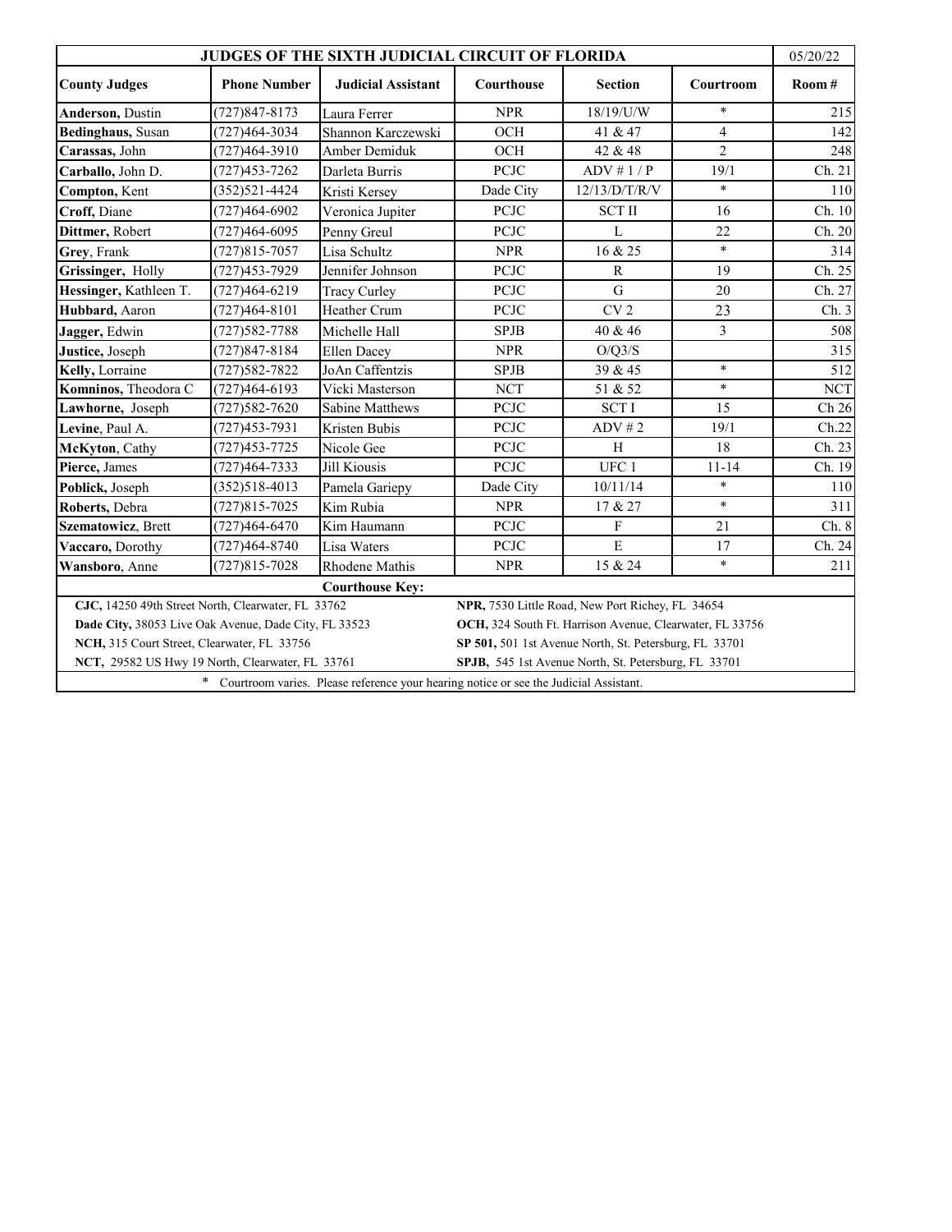| JUDGES OF THE SIXTH JUDICIAL CIRCUIT OF FLORIDA | | | | | | 05/20/22 |
|---|---|---|---|---|---|---|
| **County Judges** | **Phone Number** | **Judicial Assistant** | **Courthouse** | **Section** | **Courtroom** | **Room #** |
| **Anderson,** Dustin | (727)847-8173 | Laura Ferrer | NPR | 18/19/U/W | * | 215 |
| **Bedinghaus,** Susan | (727)464-3034 | Shannon Karczewski | OCH | 41 & 47 | 4 | 142 |
| **Carassas,** John | (727)464-3910 | Amber Demiduk | OCH | 42 & 48 | 2 | 248 |
| **Carballo,** John D. | (727)453-7262 | Darleta Burris | PCJC | ADV # 1 / P | 19/1 | Ch. 21 |
| **Compton,** Kent | (352)521-4424 | Kristi Kersey | Dade City | 12/13/D/T/R/V | * | 110 |
| **Croff,** Diane | (727)464-6902 | Veronica Jupiter | PCJC | SCT II | 16 | Ch. 10 |
| **Dittmer,** Robert | (727)464-6095 | Penny Greul | PCJC | L | 22 | Ch. 20 |
| **Grey**, Frank | (727)815-7057 | Lisa Schultz | NPR | 16 & 25 | * | 314 |
| **Grissinger,** Holly | (727)453-7929 | Jennifer Johnson | PCJC | R | 19 | Ch. 25 |
| **Hessinger,** Kathleen T. | (727)464-6219 | Tracy Curley | PCJC | G | 20 | Ch. 27 |
| **Hubbard,** Aaron | (727)464-8101 | Heather Crum | PCJC | CV 2 | 23 | Ch. 3 |
| **Jagger,** Edwin | (727)582-7788 | Michelle Hall | SPJB | 40 & 46 | 3 | 508 |
| **Justice,** Joseph | (727)847-8184 | Ellen Dacey | NPR | O/Q3/S | | 315 |
| **Kelly,** Lorraine | (727)582-7822 | JoAn Caffentzis | SPJB | 39 & 45 | * | 512 |
| **Komninos,** Theodora C | (727)464-6193 | Vicki Masterson | NCT | 51 & 52 | * | NCT |
| **Lawhorne,** Joseph | (727)582-7620 | Sabine Matthews | PCJC | SCT I | 15 | Ch 26 |
| **Levine**, Paul A. | (727)453-7931 | Kristen Bubis | PCJC | ADV # 2 | 19/1 | Ch.22 |
| **McKyton**, Cathy | (727)453-7725 | Nicole Gee | PCJC | H | 18 | Ch. 23 |
| **Pierce,** James | (727)464-7333 | Jill Kiousis | PCJC | UFC 1 | 11-14 | Ch. 19 |
| **Poblick,** Joseph | (352)518-4013 | Pamela Gariepy | Dade City | 10/11/14 | * | 110 |
| **Roberts,** Debra | (727)815-7025 | Kim Rubia | NPR | 17 & 27 | * | 311 |
| **Szematowicz**, Brett | (727)464-6470 | Kim Haumann | PCJC | F | 21 | Ch. 8 |
| **Vaccaro,** Dorothy | (727)464-8740 | Lisa Waters | PCJC | E | 17 | Ch. 24 |
| **Wansboro**, Anne | (727)815-7028 | Rhodene Mathis | NPR | 15 & 24 | * | 211 |

**Courthouse Key:**

**CJC,** 14250 49th Street North, Clearwater, FL 33762

**Dade City,** 38053 Live Oak Avenue, Dade City, FL 33523

**NCH,** 315 Court Street, Clearwater, FL 33756

**NCT,** 29582 US Hwy 19 North, Clearwater, FL 33761

**NPR,** 7530 Little Road, New Port Richey, FL 34654

**OCH,** 324 South Ft. Harrison Avenue, Clearwater, FL 33756

**SP 501,** 501 1st Avenue North, St. Petersburg, FL 33701

**SPJB,** 545 1st Avenue North, St. Petersburg, FL 33701

* Courtroom varies. Please reference your hearing notice or see the Judicial Assistant.